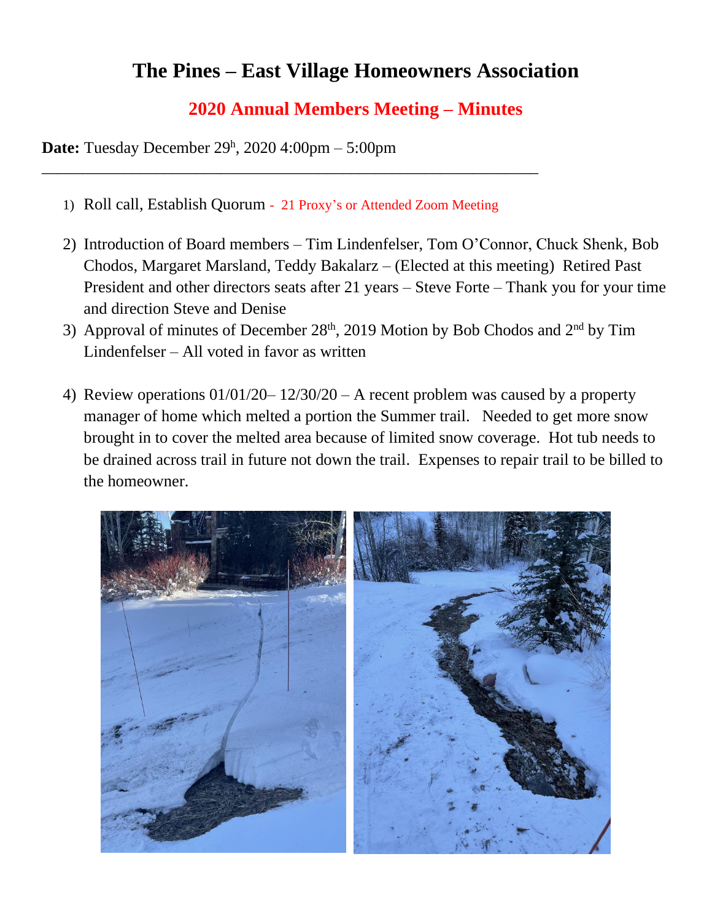# The Pines – East Village Homeowners Association

## 2020 Annual Members Meeting – Minutes

**Date:** Tuesday December 29h, 2020 4:00pm – 5:00pm

---

1) Roll call, Establish Quorum - 21 Proxy's or Attended Zoom Meeting

2) Introduction of Board members – Tim Lindenfelser, Tom O'Connor, Chuck Shenk, Bob Chodos, Margaret Marsland, Teddy Bakalarz – (Elected at this meeting) Retired Past President and other directors seats after 21 years – Steve Forte – Thank you for your time and direction Steve and Denise

3) Approval of minutes of December 28th, 2019 Motion by Bob Chodos and 2nd by Tim Lindenfelser – All voted in favor as written

4) Review operations 01/01/20– 12/30/20 – A recent problem was caused by a property manager of home which melted a portion the Summer trail. Needed to get more snow brought in to cover the melted area because of limited snow coverage. Hot tub needs to be drained across trail in future not down the trail. Expenses to repair trail to be billed to the homeowner.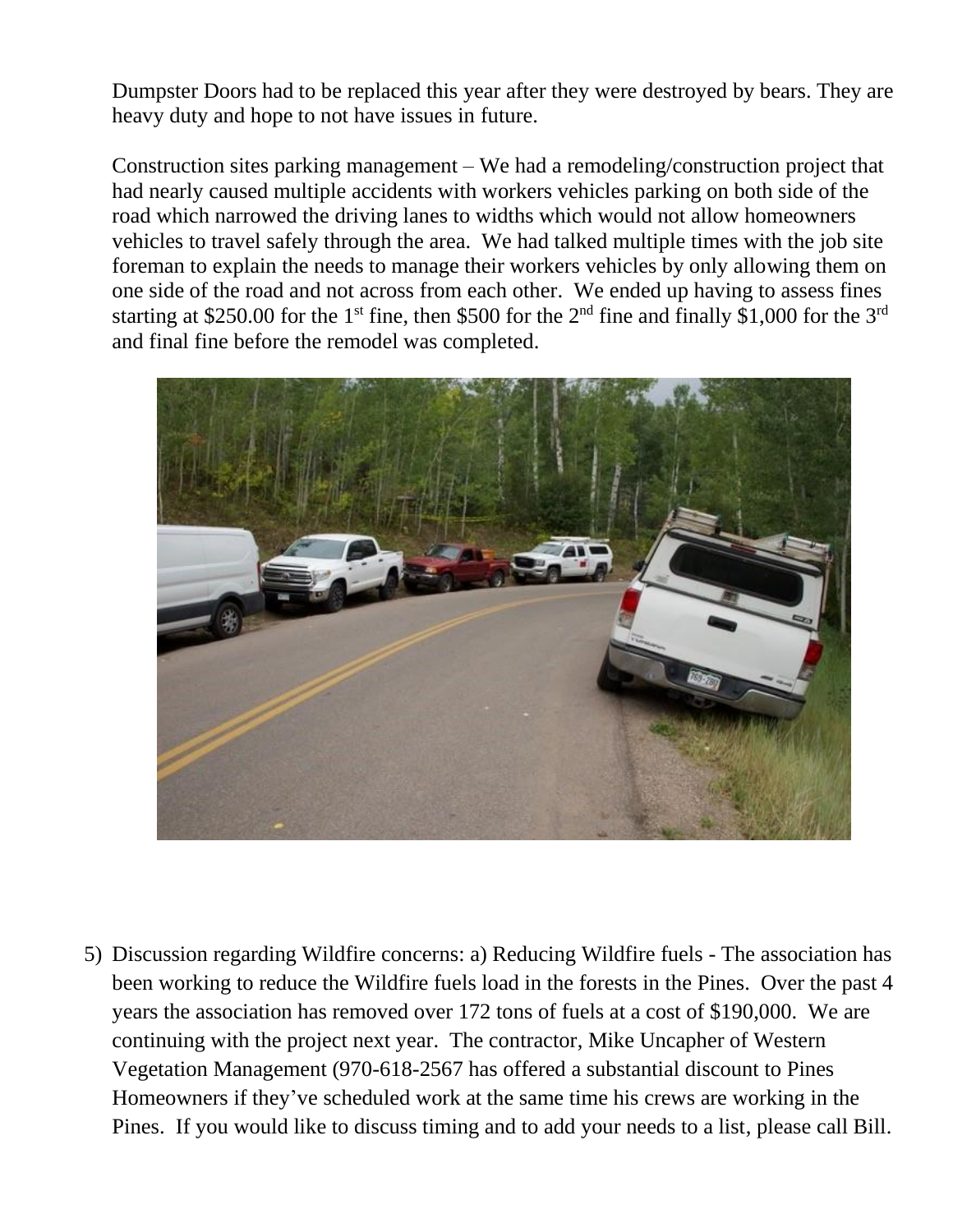Dumpster Doors had to be replaced this year after they were destroyed by bears. They are heavy duty and hope to not have issues in future.

Construction sites parking management – We had a remodeling/construction project that had nearly caused multiple accidents with workers vehicles parking on both side of the road which narrowed the driving lanes to widths which would not allow homeowners vehicles to travel safely through the area. We had talked multiple times with the job site foreman to explain the needs to manage their workers vehicles by only allowing them on one side of the road and not across from each other. We ended up having to assess fines starting at $250.00 for the 1st fine, then $500 for the 2nd fine and finally $1,000 for the 3rd and final fine before the remodel was completed.

5) Discussion regarding Wildfire concerns: a) Reducing Wildfire fuels - The association has been working to reduce the Wildfire fuels load in the forests in the Pines. Over the past 4 years the association has removed over 172 tons of fuels at a cost of $190,000. We are continuing with the project next year. The contractor, Mike Uncapher of Western Vegetation Management (970-618-2567 has offered a substantial discount to Pines Homeowners if they've scheduled work at the same time his crews are working in the Pines. If you would like to discuss timing and to add your needs to a list, please call Bill.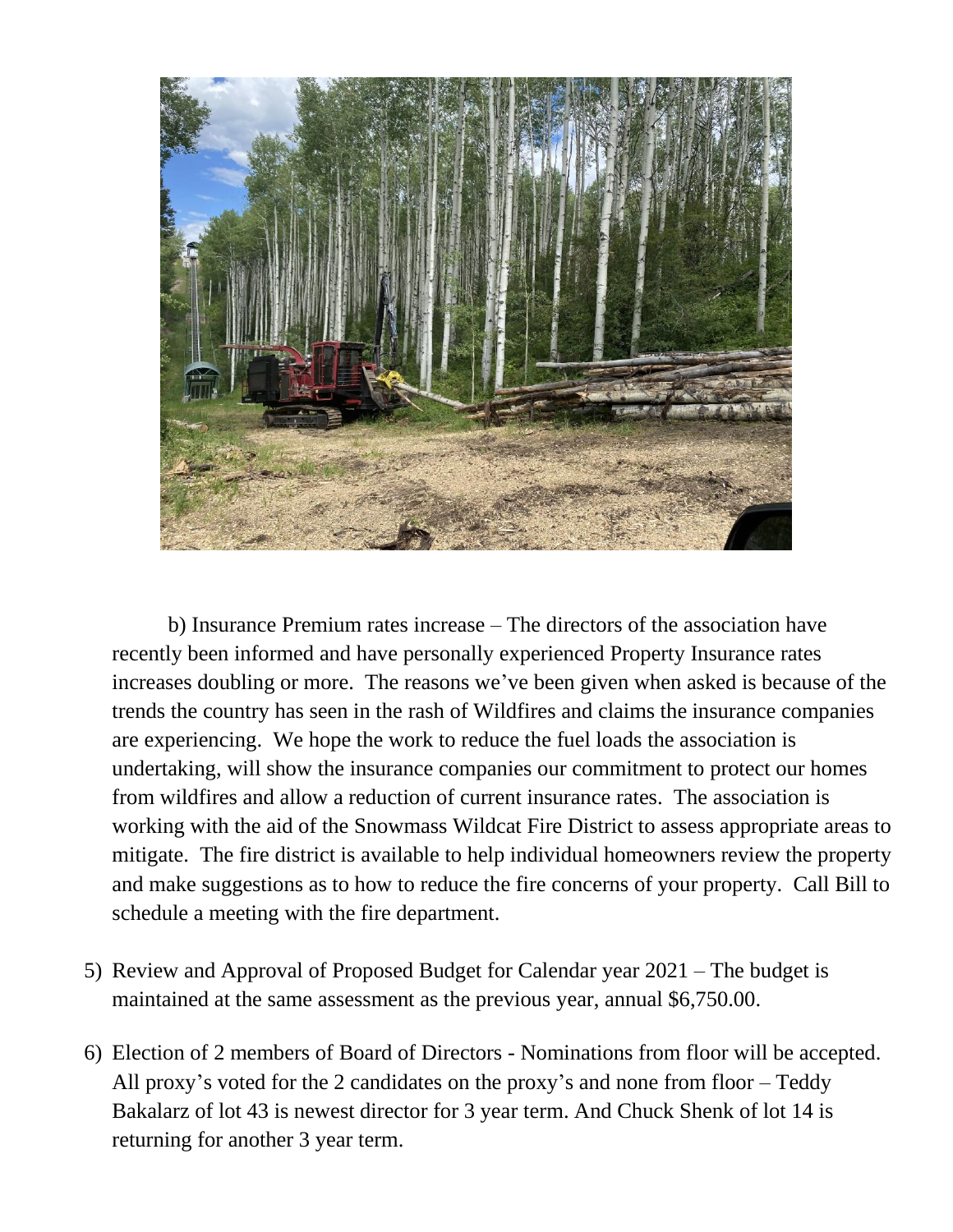b) Insurance Premium rates increase – The directors of the association have recently been informed and have personally experienced Property Insurance rates increases doubling or more. The reasons we've been given when asked is because of the trends the country has seen in the rash of Wildfires and claims the insurance companies are experiencing. We hope the work to reduce the fuel loads the association is undertaking, will show the insurance companies our commitment to protect our homes from wildfires and allow a reduction of current insurance rates. The association is working with the aid of the Snowmass Wildcat Fire District to assess appropriate areas to mitigate. The fire district is available to help individual homeowners review the property and make suggestions as to how to reduce the fire concerns of your property. Call Bill to schedule a meeting with the fire department.

5) Review and Approval of Proposed Budget for Calendar year 2021 – The budget is maintained at the same assessment as the previous year, annual $6,750.00.

6) Election of 2 members of Board of Directors - Nominations from floor will be accepted. All proxy's voted for the 2 candidates on the proxy's and none from floor – Teddy Bakalarz of lot 43 is newest director for 3 year term. And Chuck Shenk of lot 14 is returning for another 3 year term.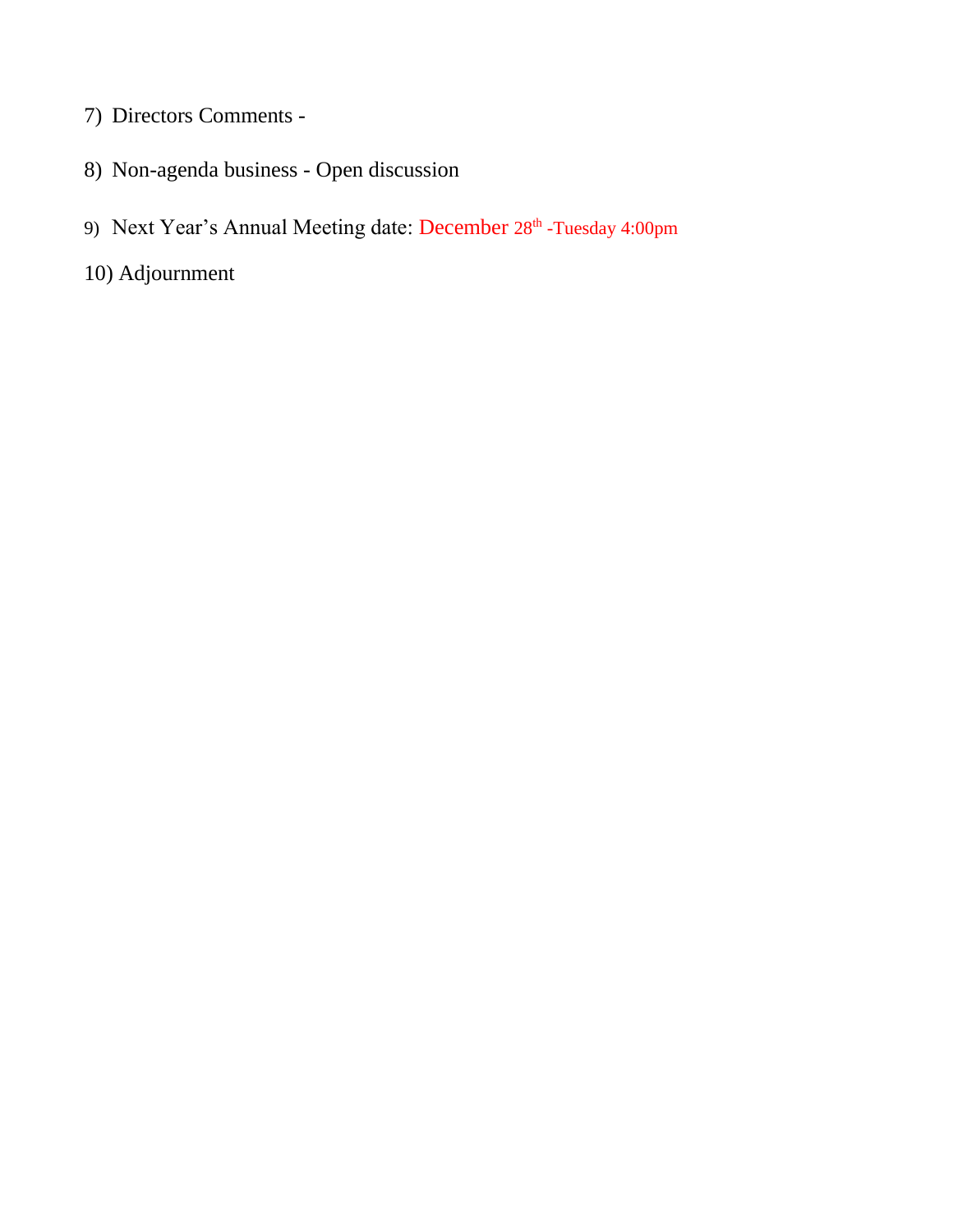7) Directors Comments -

8) Non-agenda business - Open discussion

9) Next Year's Annual Meeting date: December 28th -Tuesday 4:00pm

10) Adjournment